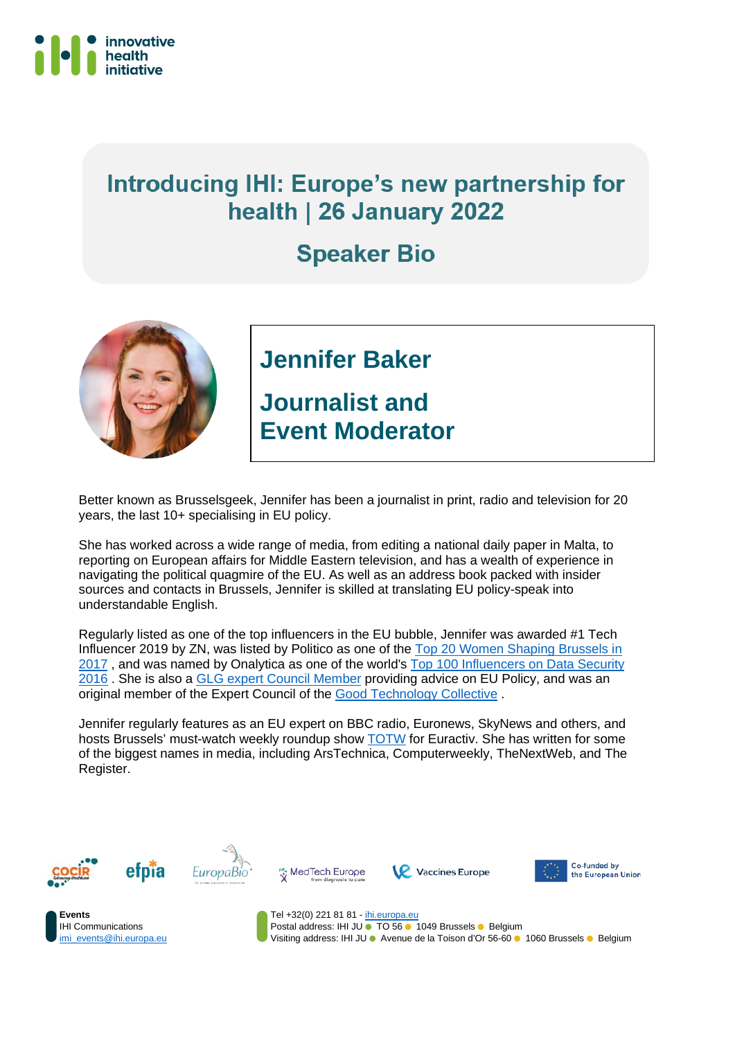# Introducing IHI: Europe's new partnership for health | 26 January 2022

## Speaker Bio

## Jennifer Baker

## Journalist and Event Moderator

Better known as Brusselsgeek, Jennifer has been a journalist in print, radio and television for 20 years, the last 10+ specialising in EU policy.

She has worked across a wide range of media, from editing a national daily paper in Malta, to reporting on European affairs for Middle Eastern television, and has a wealth of experience in navigating the political quagmire of the EU. As well as an address book packed with insider sources and contacts in Brussels, Jennifer is skilled at translating EU policy-speak into understandable English.

Regularly listed as one of the top influencers in the EU bubble, Jennifer was awarded #1 Tech Influencer 2019 by ZN, was listed by Politico as one of the Top 20 Women Shaping Brussels in 2017 , and was named by Onalytica as one of the world's Top 100 Influencers on Data Security 2016 . She is also a GLG expert Council Member providing advice on EU Policy, and was an original member of the Expert Council of the Good Technology Collective .

Jennifer regularly features as an EU expert on BBC radio, Euronews, SkyNews and others, and hosts Brussels' must-watch weekly roundup show TOTW for Euractiv. She has written for some of the biggest names in media, including ArsTechnica, Computerweekly, TheNextWeb, and The Register.

COCIR | efpia | EuropaBio | MedTech Europe | Vaccines Europe | Co-funded by the European Union

**Events**
IHI Communications
imi_events@ihi.europa.eu

Tel +32(0) 221 81 81 - ihi.europa.eu
Postal address: IHI JU ● TO 56 ● 1049 Brussels ● Belgium
Visiting address: IHI JU ● Avenue de la Toison d'Or 56-60 ● 1060 Brussels ● Belgium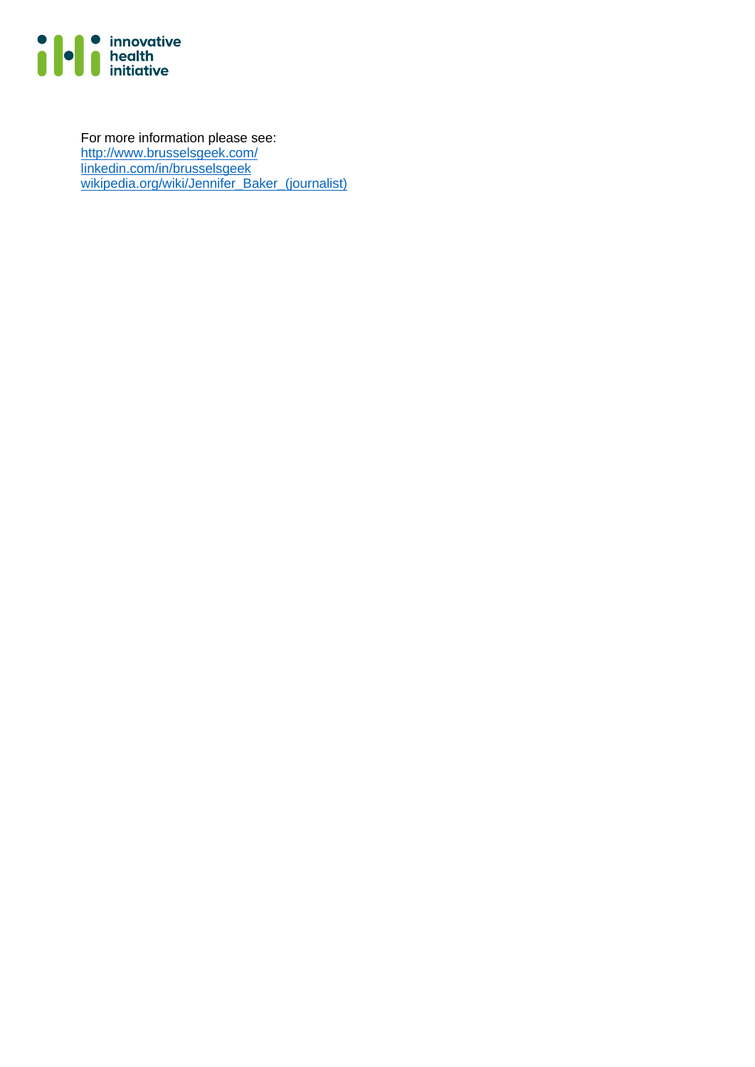For more information please see:
[http://www.brusselsgeek.com/](http://www.brusselsgeek.com/)
[linkedin.com/in/brusselsgeek](https://linkedin.com/in/brusselsgeek)
[wikipedia.org/wiki/Jennifer_Baker_(journalist)](https://wikipedia.org/wiki/Jennifer_Baker_(journalist))